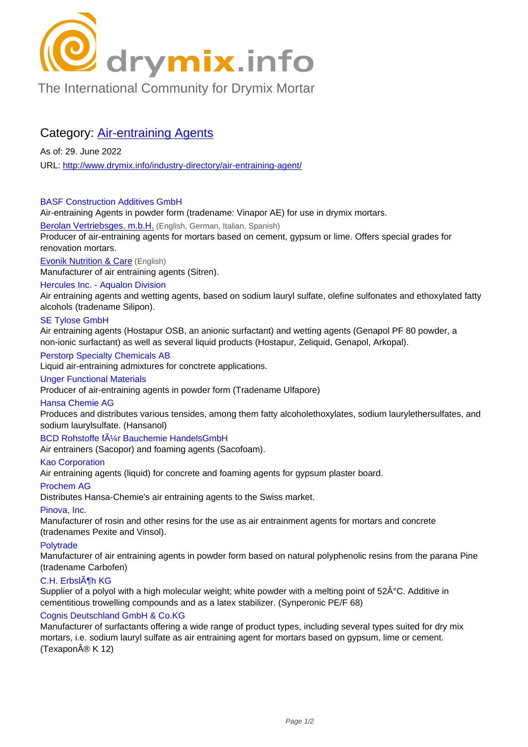drymix.info

The International Community for Drymix Mortar

## Category: Air-entraining Agents

As of: 29. June 2022

URL: http://www.drymix.info/industry-directory/air-entraining-agent/

**BASF Construction Additives GmbH**

Air-entraining Agents in powder form (tradename: Vinapor AE) for use in drymix mortars.

**Berolan Vertriebsges. m.b.H.** (English, German, Italian, Spanish)

Producer of air-entraining agents for mortars based on cement, gypsum or lime. Offers special grades for renovation mortars.

**Evonik Nutrition & Care** (English)

Manufacturer of air entraining agents (Sitren).

**Hercules Inc. - Aqualon Division**

Air entraining agents and wetting agents, based on sodium lauryl sulfate, olefine sulfonates and ethoxylated fatty alcohols (tradename Silipon).

**SE Tylose GmbH**

Air entraining agents (Hostapur OSB, an anionic surfactant) and wetting agents (Genapol PF 80 powder, a non-ionic surfactant) as well as several liquid products (Hostapur, Zeliquid, Genapol, Arkopal).

**Perstorp Specialty Chemicals AB**

Liquid air-entraining admixtures for conctrete applications.

**Unger Functional Materials**

Producer of air-entraining agents in powder form (Tradename Ulfapore)

**Hansa Chemie AG**

Produces and distributes various tensides, among them fatty alcoholethoxylates, sodium laurylethersulfates, and sodium laurylsulfate. (Hansanol)

**BCD Rohstoffe fÃ¼r Bauchemie HandelsGmbH**

Air entrainers (Sacopor) and foaming agents (Sacofoam).

**Kao Corporation**

Air entraining agents (liquid) for concrete and foaming agents for gypsum plaster board.

**Prochem AG**

Distributes Hansa-Chemie's air entraining agents to the Swiss market.

**Pinova, Inc.**

Manufacturer of rosin and other resins for the use as air entrainment agents for mortars and concrete (tradenames Pexite and Vinsol).

**Polytrade**

Manufacturer of air entraining agents in powder form based on natural polyphenolic resins from the parana Pine (tradename Carbofen)

**C.H. ErbslÃ¶h KG**

Supplier of a polyol with a high molecular weight; white powder with a melting point of 52Â°C. Additive in cementitious trowelling compounds and as a latex stabilizer. (Synperonic PE/F 68)

**Cognis Deutschland GmbH & Co.KG**

Manufacturer of surfactants offering a wide range of product types, including several types suited for dry mix mortars, i.e. sodium lauryl sulfate as air entraining agent for mortars based on gypsum, lime or cement. (TexaponÂ® K 12)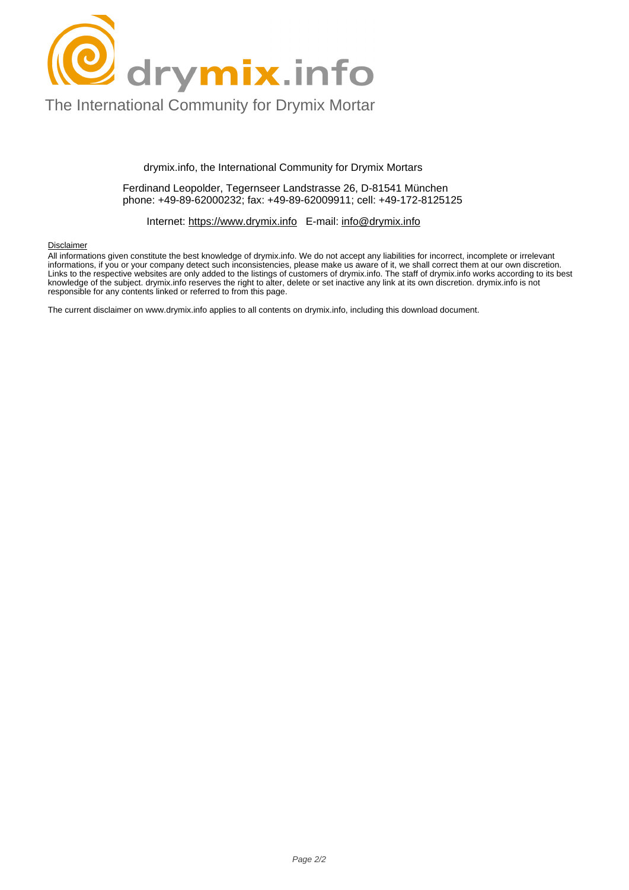# drymix.info

The International Community for Drymix Mortar

drymix.info, the International Community for Drymix Mortars

Ferdinand Leopolder, Tegernseer Landstrasse 26, D-81541 München
phone: +49-89-62000232; fax: +49-89-62009911; cell: +49-172-8125125

Internet: https://www.drymix.info E-mail: info@drymix.info

Disclaimer

All informations given constitute the best knowledge of drymix.info. We do not accept any liabilities for incorrect, incomplete or irrelevant informations, if you or your company detect such inconsistencies, please make us aware of it, we shall correct them at our own discretion. Links to the respective websites are only added to the listings of customers of drymix.info. The staff of drymix.info works according to its best knowledge of the subject. drymix.info reserves the right to alter, delete or set inactive any link at its own discretion. drymix.info is not responsible for any contents linked or referred to from this page.

The current disclaimer on www.drymix.info applies to all contents on drymix.info, including this download document.